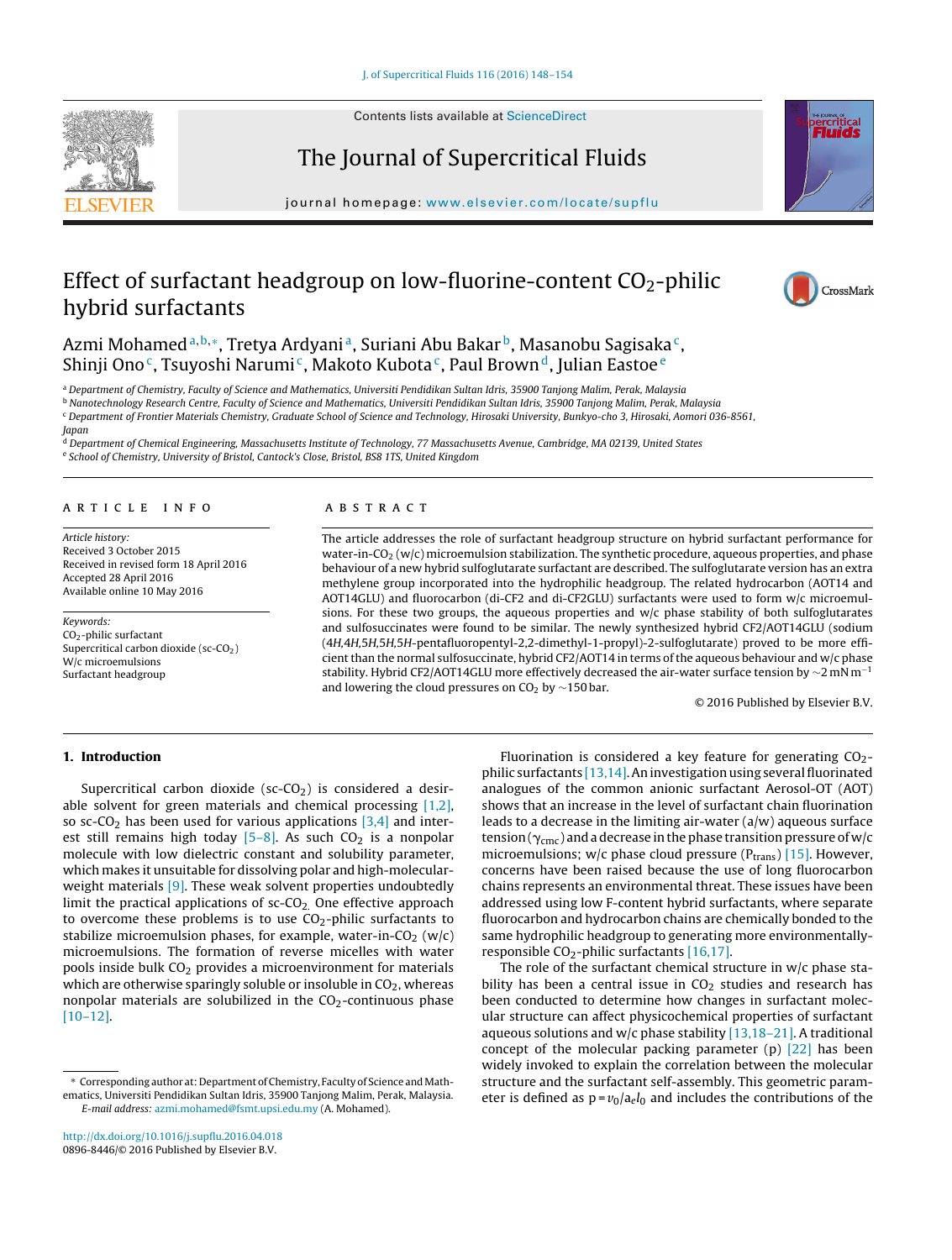# Effect of surfactant headgroup on low-fluorine-content $CO_2$-philic hybrid surfactants

Azmi Mohamed [a,b,*], Tretya Ardyani [a], Suriani Abu Bakar [b], Masanobu Sagisaka [c], Shinji Ono [c], Tsuyoshi Narumi [c], Makoto Kubota [c], Paul Brown [d], Julian Eastoe [e]

[a] Department of Chemistry, Faculty of Science and Mathematics, Universiti Pendidikan Sultan Idris, 35900 Tanjong Malim, Perak, Malaysia

[b] Nanotechnology Research Centre, Faculty of Science and Mathematics, Universiti Pendidikan Sultan Idris, 35900 Tanjong Malim, Perak, Malaysia

[c] Department of Frontier Materials Chemistry, Graduate School of Science and Technology, Hirosaki University, Bunkyo-cho 3, Hirosaki, Aomori 036-8561, Japan

[d] Department of Chemical Engineering, Massachusetts Institute of Technology, 77 Massachusetts Avenue, Cambridge, MA 02139, United States

[e] School of Chemistry, University of Bristol, Cantock's Close, Bristol, BS8 1TS, United Kingdom

## ARTICLE INFO

*Article history:*
Received 3 October 2015
Received in revised form 18 April 2016
Accepted 28 April 2016
Available online 10 May 2016

*Keywords:*
$CO_2$-philic surfactant
Supercritical carbon dioxide (sc-$CO_2$)
W/c microemulsions
Surfactant headgroup

## ABSTRACT

The article addresses the role of surfactant headgroup structure on hybrid surfactant performance for water-in-$CO_2$ (w/c) microemulsion stabilization. The synthetic procedure, aqueous properties, and phase behaviour of a new hybrid sulfoglutarate surfactant are described. The sulfoglutarate version has an extra methylene group incorporated into the hydrophilic headgroup. The related hydrocarbon (AOT14 and AOT14GLU) and fluorocarbon (di-CF2 and di-CF2GLU) surfactants were used to form w/c microemulsions. For these two groups, the aqueous properties and w/c phase stability of both sulfoglutarates and sulfosuccinates were found to be similar. The newly synthesized hybrid CF2/AOT14GLU (sodium (*4H,4H,5H,5H,5H*-pentafluoropentyl-2,2-dimethyl-1-propyl)-2-sulfoglutarate) proved to be more efficient than the normal sulfosuccinate, hybrid CF2/AOT14 in terms of the aqueous behaviour and w/c phase stability. Hybrid CF2/AOT14GLU more effectively decreased the air-water surface tension by ~2 mN $m^{-1}$ and lowering the cloud pressures on $CO_2$ by ~150 bar.

© 2016 Published by Elsevier B.V.

## 1. Introduction

Supercritical carbon dioxide (sc-$CO_2$) is considered a desirable solvent for green materials and chemical processing [1,2], so sc-$CO_2$ has been used for various applications [3,4] and interest still remains high today [5–8]. As such $CO_2$ is a nonpolar molecule with low dielectric constant and solubility parameter, which makes it unsuitable for dissolving polar and high-molecular-weight materials [9]. These weak solvent properties undoubtedly limit the practical applications of sc-$CO_2$. One effective approach to overcome these problems is to use $CO_2$-philic surfactants to stabilize microemulsion phases, for example, water-in-$CO_2$ (w/c) microemulsions. The formation of reverse micelles with water pools inside bulk $CO_2$ provides a microenvironment for materials which are otherwise sparingly soluble or insoluble in $CO_2$, whereas nonpolar materials are solubilized in the $CO_2$-continuous phase [10–12].

Fluorination is considered a key feature for generating $CO_2$-philic surfactants [13,14]. An investigation using several fluorinated analogues of the common anionic surfactant Aerosol-OT (AOT) shows that an increase in the level of surfactant chain fluorination leads to a decrease in the limiting air-water (a/w) aqueous surface tension ($\gamma_{cmc}$) and a decrease in the phase transition pressure of w/c microemulsions; w/c phase cloud pressure ($P_{trans}$) [15]. However, concerns have been raised because the use of long fluorocarbon chains represents an environmental threat. These issues have been addressed using low F-content hybrid surfactants, where separate fluorocarbon and hydrocarbon chains are chemically bonded to the same hydrophilic headgroup to generating more environmentally-responsible $CO_2$-philic surfactants [16,17].

The role of the surfactant chemical structure in w/c phase stability has been a central issue in $CO_2$ studies and research has been conducted to determine how changes in surfactant molecular structure can affect physicochemical properties of surfactant aqueous solutions and w/c phase stability [13,18–21]. A traditional concept of the molecular packing parameter (p) [22] has been widely invoked to explain the correlation between the molecular structure and the surfactant self-assembly. This geometric parameter is defined as $p = v_0/a_e l_0$ and includes the contributions of the

* Corresponding author at: Department of Chemistry, Faculty of Science and Mathematics, Universiti Pendidikan Sultan Idris, 35900 Tanjong Malim, Perak, Malaysia.
*E-mail address:* azmi.mohamed@fsmt.upsi.edu.my (A. Mohamed).

http://dx.doi.org/10.1016/j.supflu.2016.04.018
0896-8446/© 2016 Published by Elsevier B.V.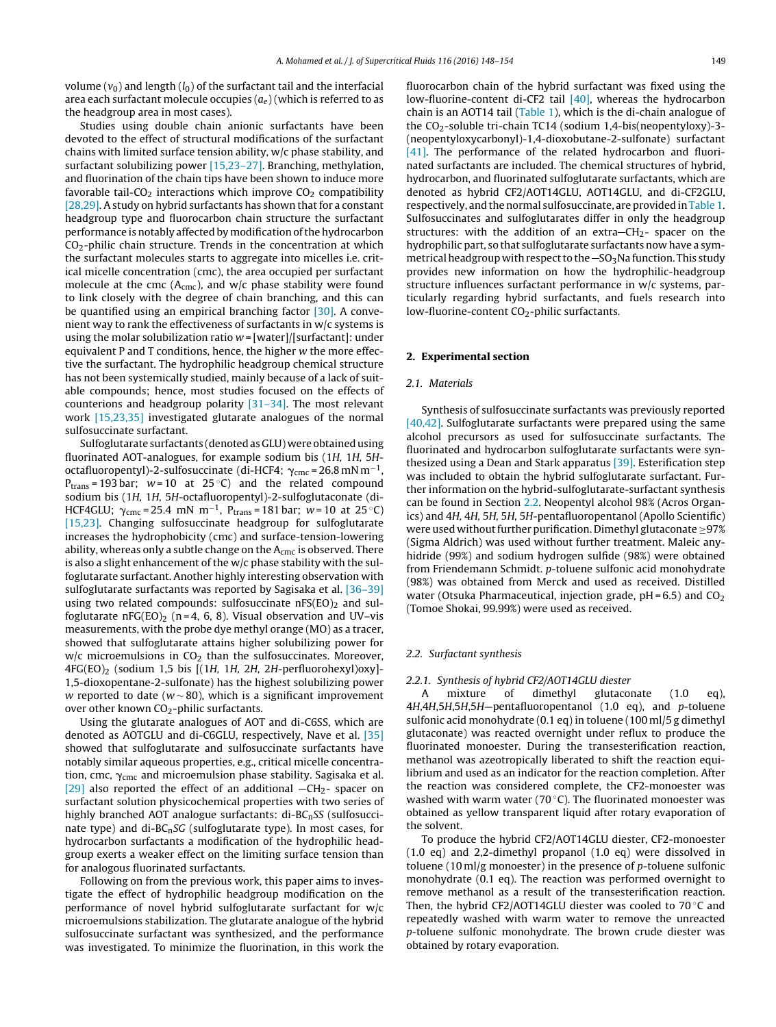volume ($v_0$) and length ($l_0$) of the surfactant tail and the interfacial area each surfactant molecule occupies ($a_e$) (which is referred to as the headgroup area in most cases).

Studies using double chain anionic surfactants have been devoted to the effect of structural modifications of the surfactant chains with limited surface tension ability, w/c phase stability, and surfactant solubilizing power [15,23–27]. Branching, methylation, and fluorination of the chain tips have been shown to induce more favorable tail-$CO_2$ interactions which improve $CO_2$ compatibility [28,29]. A study on hybrid surfactants has shown that for a constant headgroup type and fluorocarbon chain structure the surfactant performance is notably affected by modification of the hydrocarbon $CO_2$-philic chain structure. Trends in the concentration at which the surfactant molecules starts to aggregate into micelles i.e. critical micelle concentration (cmc), the area occupied per surfactant molecule at the cmc ($A_{cmc}$), and w/c phase stability were found to link closely with the degree of chain branching, and this can be quantified using an empirical branching factor [30]. A convenient way to rank the effectiveness of surfactants in w/c systems is using the molar solubilization ratio $w$ = [water]/[surfactant]: under equivalent P and T conditions, hence, the higher $w$ the more effective the surfactant. The hydrophilic headgroup chemical structure has not been systemically studied, mainly because of a lack of suitable compounds; hence, most studies focused on the effects of counterions and headgroup polarity [31–34]. The most relevant work [15,23,35] investigated glutarate analogues of the normal sulfosuccinate surfactant.

Sulfoglutarate surfactants (denoted as GLU) were obtained using fluorinated AOT-analogues, for example sodium bis (1*H*, 1*H*, 5*H*-octafluoropentyl)-2-sulfosuccinate (di-HCF4; $\gamma_{cmc}$ = 26.8 mN m$^{-1}$, $P_{trans}$ = 193 bar; $w$ = 10 at 25 °C) and the related compound sodium bis (1*H*, 1*H*, 5*H*-octafluoropentyl)-2-sulfoglutaconate (di-HCF4GLU; $\gamma_{cmc}$ = 25.4 mN m$^{-1}$, $P_{trans}$ = 181 bar; $w$ = 10 at 25 °C) [15,23]. Changing sulfosuccinate headgroup for sulfoglutarate increases the hydrophobicity (cmc) and surface-tension-lowering ability, whereas only a subtle change on the $A_{cmc}$ is observed. There is also a slight enhancement of the w/c phase stability with the sulfoglutarate surfactant. Another highly interesting observation with sulfoglutarate surfactants was reported by Sagisaka et al. [36–39] using two related compounds: sulfosuccinate nFS(EO)$_2$ and sulfoglutarate nFG(EO)$_2$ (n = 4, 6, 8). Visual observation and UV–vis measurements, with the probe dye methyl orange (MO) as a tracer, showed that sulfoglutarate attains higher solubilizing power for w/c microemulsions in $CO_2$ than the sulfosuccinates. Moreover, 4FG(EO)$_2$ (sodium 1,5 bis [(1*H*, 1*H*, 2*H*, 2*H*-perfluorohexyl)oxy]-1,5-dioxopentane-2-sulfonate) has the highest solubilizing power $w$ reported to date ($w$ ~ 80), which is a significant improvement over other known $CO_2$-philic surfactants.

Using the glutarate analogues of AOT and di-C6SS, which are denoted as AOTGLU and di-C6GLU, respectively, Nave et al. [35] showed that sulfoglutarate and sulfosuccinate surfactants have notably similar aqueous properties, e.g., critical micelle concentration, cmc, $\gamma_{cmc}$ and microemulsion phase stability. Sagisaka et al. [29] also reported the effect of an additional —$CH_2$- spacer on surfactant solution physicochemical properties with two series of highly branched AOT analogue surfactants: di-BC$_n$*SS* (sulfosuccinate type) and di-BC$_n$*SG* (sulfoglutarate type). In most cases, for hydrocarbon surfactants a modification of the hydrophilic headgroup exerts a weaker effect on the limiting surface tension than for analogous fluorinated surfactants.

Following on from the previous work, this paper aims to investigate the effect of hydrophilic headgroup modification on the performance of novel hybrid sulfoglutarate surfactant for w/c microemulsions stabilization. The glutarate analogue of the hybrid sulfosuccinate surfactant was synthesized, and the performance was investigated. To minimize the fluorination, in this work the fluorocarbon chain of the hybrid surfactant was fixed using the low-fluorine-content di-CF2 tail [40], whereas the hydrocarbon chain is an AOT14 tail (Table 1), which is the di-chain analogue of the $CO_2$-soluble tri-chain TC14 (sodium 1,4-bis(neopentyloxy)-3-(neopentyloxycarbonyl)-1,4-dioxobutane-2-sulfonate) surfactant [41]. The performance of the related hydrocarbon and fluorinated surfactants are included. The chemical structures of hybrid, hydrocarbon, and fluorinated sulfoglutarate surfactants, which are denoted as hybrid CF2/AOT14GLU, AOT14GLU, and di-CF2GLU, respectively, and the normal sulfosuccinate, are provided in Table 1. Sulfosuccinates and sulfoglutarates differ in only the headgroup structures: with the addition of an extra—$CH_2$- spacer on the hydrophilic part, so that sulfoglutarate surfactants now have a symmetrical headgroup with respect to the —$SO_3Na$ function. This study provides new information on how the hydrophilic-headgroup structure influences surfactant performance in w/c systems, particularly regarding hybrid surfactants, and fuels research into low-fluorine-content $CO_2$-philic surfactants.

## 2. Experimental section

### 2.1. Materials

Synthesis of sulfosuccinate surfactants was previously reported [40,42]. Sulfoglutarate surfactants were prepared using the same alcohol precursors as used for sulfosuccinate surfactants. The fluorinated and hydrocarbon sulfoglutarate surfactants were synthesized using a Dean and Stark apparatus [39]. Esterification step was included to obtain the hybrid sulfoglutarate surfactant. Further information on the hybrid-sulfoglutarate-surfactant synthesis can be found in Section 2.2. Neopentyl alcohol 98% (Acros Organics) and 4*H*, 4*H*, 5*H*, 5*H*, 5*H*-pentafluoropentanol (Apollo Scientific) were used without further purification. Dimethyl glutaconate ≥97% (Sigma Aldrich) was used without further treatment. Maleic anyhidride (99%) and sodium hydrogen sulfide (98%) were obtained from Friendemann Schmidt. *p*-toluene sulfonic acid monohydrate (98%) was obtained from Merck and used as received. Distilled water (Otsuka Pharmaceutical, injection grade, pH = 6.5) and $CO_2$ (Tomoe Shokai, 99.99%) were used as received.

### 2.2. Surfactant synthesis

#### 2.2.1. Synthesis of hybrid CF2/AOT14GLU diester

A mixture of dimethyl glutaconate (1.0 eq), 4*H*,4*H*,5*H*,5*H*,5*H*—pentafluoropentanol (1.0 eq), and *p*-toluene sulfonic acid monohydrate (0.1 eq) in toluene (100 ml/5 g dimethyl glutaconate) was reacted overnight under reflux to produce the fluorinated monoester. During the transesterification reaction, methanol was azeotropically liberated to shift the reaction equilibrium and used as an indicator for the reaction completion. After the reaction was considered complete, the CF2-monoester was washed with warm water (70 °C). The fluorinated monoester was obtained as yellow transparent liquid after rotary evaporation of the solvent.

To produce the hybrid CF2/AOT14GLU diester, CF2-monoester (1.0 eq) and 2,2-dimethyl propanol (1.0 eq) were dissolved in toluene (10 ml/g monoester) in the presence of *p*-toluene sulfonic monohydrate (0.1 eq). The reaction was performed overnight to remove methanol as a result of the transesterification reaction. Then, the hybrid CF2/AOT14GLU diester was cooled to 70 °C and repeatedly washed with warm water to remove the unreacted *p*-toluene sulfonic monohydrate. The brown crude diester was obtained by rotary evaporation.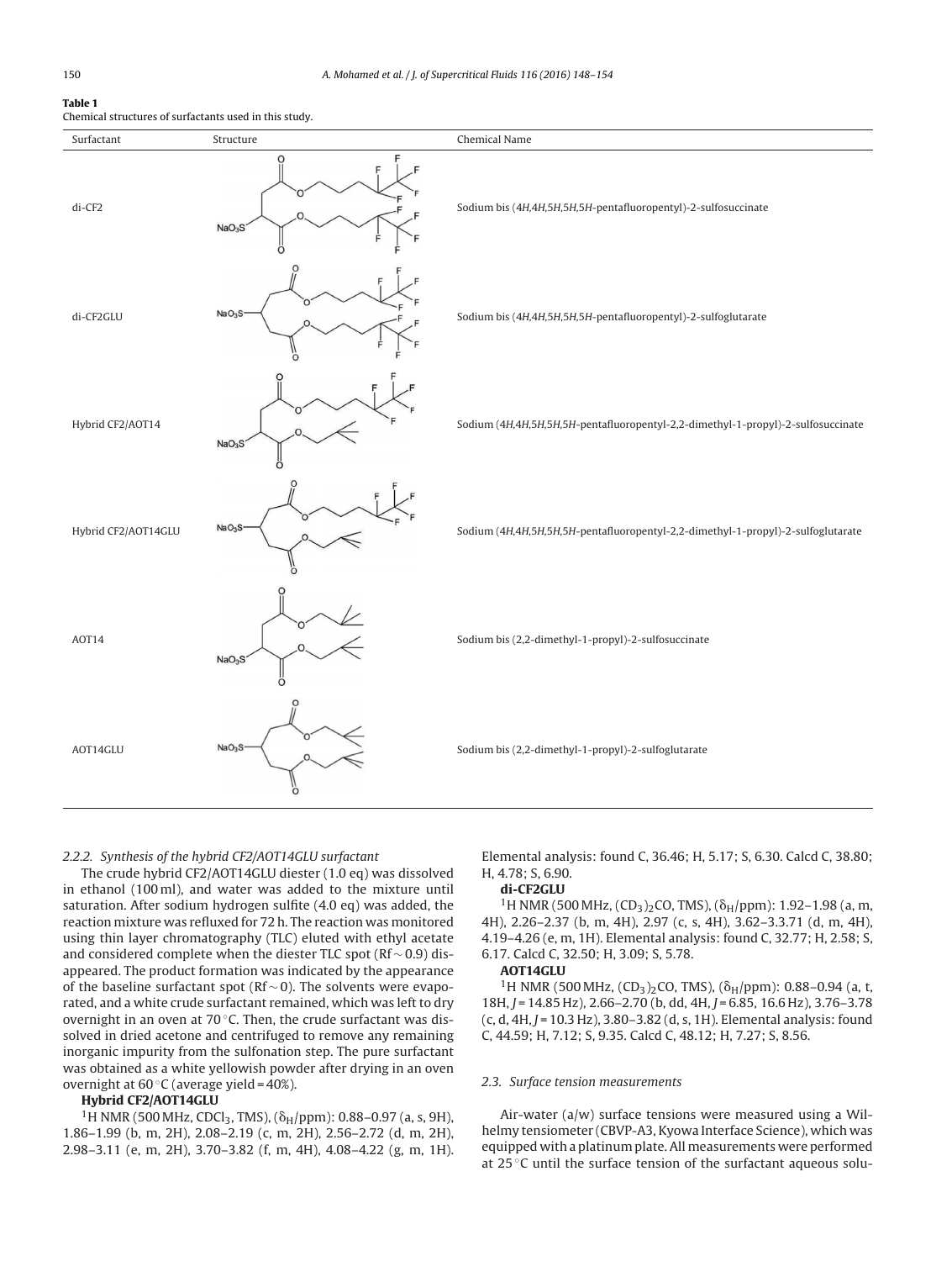**Table 1**
Chemical structures of surfactants used in this study.

| Surfactant | Structure | Chemical Name |
|---|---|---|
| di-CF2 | | Sodium bis (4*H*,4*H*,5*H*,5*H*-pentafluoropentyl)-2-sulfosuccinate |
| di-CF2GLU | | Sodium bis (4*H*,4*H*,5*H*,5*H*-pentafluoropentyl)-2-sulfoglutarate |
| Hybrid CF2/AOT14 | | Sodium (4*H*,4*H*,5*H*,5*H*-pentafluoropentyl-2,2-dimethyl-1-propyl)-2-sulfosuccinate |
| Hybrid CF2/AOT14GLU | | Sodium (4*H*,4*H*,5*H*,5*H*-pentafluoropentyl-2,2-dimethyl-1-propyl)-2-sulfoglutarate |
| AOT14 | | Sodium bis (2,2-dimethyl-1-propyl)-2-sulfosuccinate |
| AOT14GLU | | Sodium bis (2,2-dimethyl-1-propyl)-2-sulfoglutarate |

### *2.2.2. Synthesis of the hybrid CF2/AOT14GLU surfactant*

The crude hybrid CF2/AOT14GLU diester (1.0 eq) was dissolved in ethanol (100 ml), and water was added to the mixture until saturation. After sodium hydrogen sulfite (4.0 eq) was added, the reaction mixture was refluxed for 72 h. The reaction was monitored using thin layer chromatography (TLC) eluted with ethyl acetate and considered complete when the diester TLC spot (Rf ~ 0.9) disappeared. The product formation was indicated by the appearance of the baseline surfactant spot (Rf ~ 0). The solvents were evaporated, and a white crude surfactant remained, which was left to dry overnight in an oven at 70 °C. Then, the crude surfactant was dissolved in dried acetone and centrifuged to remove any remaining inorganic impurity from the sulfonation step. The pure surfactant was obtained as a white yellowish powder after drying in an oven overnight at 60 °C (average yield = 40%).

**Hybrid CF2/AOT14GLU**

$^1$H NMR (500 MHz, $CDCl_3$, TMS), ($\delta_H$/ppm): 0.88–0.97 (a, s, 9H), 1.86–1.99 (b, m, 2H), 2.08–2.19 (c, m, 2H), 2.56–2.72 (d, m, 2H), 2.98–3.11 (e, m, 2H), 3.70–3.82 (f, m, 4H), 4.08–4.22 (g, m, 1H). Elemental analysis: found C, 36.46; H, 5.17; S, 6.30. Calcd C, 38.80; H, 4.78; S, 6.90.

**di-CF2GLU**

$^1$H NMR (500 MHz, $(CD_3)_2CO$, TMS), ($\delta_H$/ppm): 1.92–1.98 (a, m, 4H), 2.26–2.37 (b, m, 4H), 2.97 (c, s, 4H), 3.62–3.3.71 (d, m, 4H), 4.19–4.26 (e, m, 1H). Elemental analysis: found C, 32.77; H, 2.58; S, 6.17. Calcd C, 32.50; H, 3.09; S, 5.78.

**AOT14GLU**

$^1$H NMR (500 MHz, $(CD_3)_2CO$, TMS), ($\delta_H$/ppm): 0.88–0.94 (a, t, 18H, *J* = 14.85 Hz), 2.66–2.70 (b, dd, 4H, *J* = 6.85, 16.6 Hz), 3.76–3.78 (c, d, 4H, *J* = 10.3 Hz), 3.80–3.82 (d, s, 1H). Elemental analysis: found C, 44.59; H, 7.12; S, 9.35. Calcd C, 48.12; H, 7.27; S, 8.56.

## *2.3. Surface tension measurements*

Air-water (a/w) surface tensions were measured using a Wilhelmy tensiometer (CBVP-A3, Kyowa Interface Science), which was equipped with a platinum plate. All measurements were performed at 25 °C until the surface tension of the surfactant aqueous solu-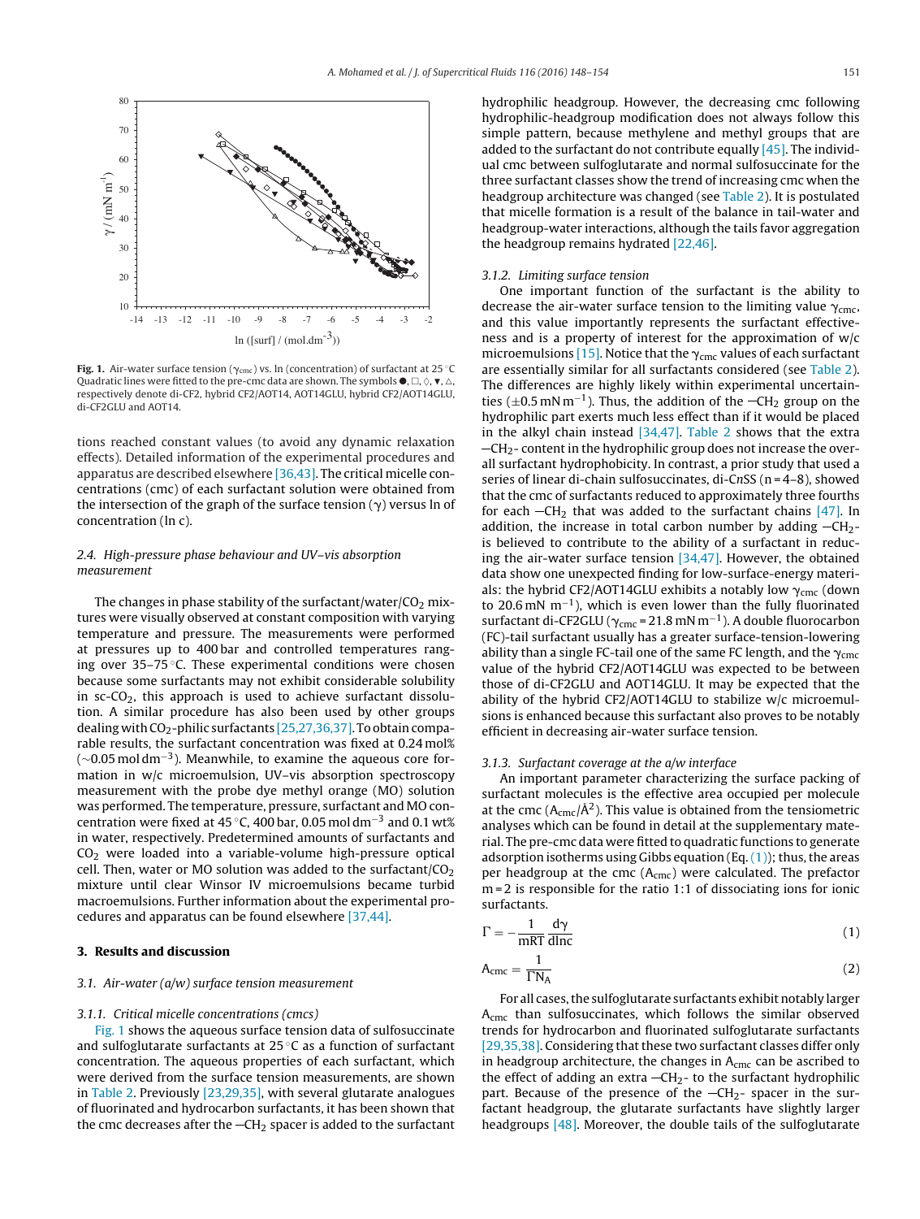Fig. 1. Air-water surface tension ($\gamma_{cmc}$) vs. ln (concentration) of surfactant at 25 °C Quadratic lines were fitted to the pre-cmc data are shown. The symbols ●, □, ◊, ▼, △, respectively denote di-CF2, hybrid CF2/AOT14, AOT14GLU, hybrid CF2/AOT14GLU, di-CF2GLU and AOT14.

tions reached constant values (to avoid any dynamic relaxation effects). Detailed information of the experimental procedures and apparatus are described elsewhere [36,43]. The critical micelle concentrations (cmc) of each surfactant solution were obtained from the intersection of the graph of the surface tension (γ) versus ln of concentration (ln c).

### 2.4. High-pressure phase behaviour and UV–vis absorption measurement

The changes in phase stability of the surfactant/water/$CO_2$ mixtures were visually observed at constant composition with varying temperature and pressure. The measurements were performed at pressures up to 400 bar and controlled temperatures ranging over 35–75 °C. These experimental conditions were chosen because some surfactants may not exhibit considerable solubility in sc-$CO_2$, this approach is used to achieve surfactant dissolution. A similar procedure has also been used by other groups dealing with $CO_2$-philic surfactants [25,27,36,37]. To obtain comparable results, the surfactant concentration was fixed at 0.24 mol% (~0.05 mol $dm^{-3}$). Meanwhile, to examine the aqueous core formation in w/c microemulsion, UV–vis absorption spectroscopy measurement with the probe dye methyl orange (MO) solution was performed. The temperature, pressure, surfactant and MO concentration were fixed at 45 °C, 400 bar, 0.05 mol $dm^{-3}$ and 0.1 wt% in water, respectively. Predetermined amounts of surfactants and $CO_2$ were loaded into a variable-volume high-pressure optical cell. Then, water or MO solution was added to the surfactant/$CO_2$ mixture until clear Winsor IV microemulsions became turbid macroemulsions. Further information about the experimental procedures and apparatus can be found elsewhere [37,44].

## 3. Results and discussion

### 3.1. Air-water (a/w) surface tension measurement

#### 3.1.1. Critical micelle concentrations (cmcs)

Fig. 1 shows the aqueous surface tension data of sulfosuccinate and sulfoglutarate surfactants at 25 °C as a function of surfactant concentration. The aqueous properties of each surfactant, which were derived from the surface tension measurements, are shown in Table 2. Previously [23,29,35], with several glutarate analogues of fluorinated and hydrocarbon surfactants, it has been shown that the cmc decreases after the —$CH_2$ spacer is added to the surfactant hydrophilic headgroup. However, the decreasing cmc following hydrophilic-headgroup modification does not always follow this simple pattern, because methylene and methyl groups that are added to the surfactant do not contribute equally [45]. The individual cmc between sulfoglutarate and normal sulfosuccinate for the three surfactant classes show the trend of increasing cmc when the headgroup architecture was changed (see Table 2). It is postulated that micelle formation is a result of the balance in tail-water and headgroup-water interactions, although the tails favor aggregation the headgroup remains hydrated [22,46].

#### 3.1.2. Limiting surface tension

One important function of the surfactant is the ability to decrease the air-water surface tension to the limiting value $\gamma_{cmc}$, and this value importantly represents the surfactant effectiveness and is a property of interest for the approximation of w/c microemulsions [15]. Notice that the $\gamma_{cmc}$ values of each surfactant are essentially similar for all surfactants considered (see Table 2). The differences are highly likely within experimental uncertainties (±0.5 mN $m^{-1}$). Thus, the addition of the —$CH_2$ group on the hydrophilic part exerts much less effect than if it would be placed in the alkyl chain instead [34,47]. Table 2 shows that the extra —$CH_2$- content in the hydrophilic group does not increase the overall surfactant hydrophobicity. In contrast, a prior study that used a series of linear di-chain sulfosuccinates, di-C*n*SS (n = 4–8), showed that the cmc of surfactants reduced to approximately three fourths for each —$CH_2$ that was added to the surfactant chains [47]. In addition, the increase in total carbon number by adding —$CH_2$- is believed to contribute to the ability of a surfactant in reducing the air-water surface tension [34,47]. However, the obtained data show one unexpected finding for low-surface-energy materials: the hybrid CF2/AOT14GLU exhibits a notably low $\gamma_{cmc}$ (down to 20.6 mN $m^{-1}$), which is even lower than the fully fluorinated surfactant di-CF2GLU ($\gamma_{cmc}$ = 21.8 mN $m^{-1}$). A double fluorocarbon (FC)-tail surfactant usually has a greater surface-tension-lowering ability than a single FC-tail one of the same FC length, and the $\gamma_{cmc}$ value of the hybrid CF2/AOT14GLU was expected to be between those of di-CF2GLU and AOT14GLU. It may be expected that the ability of the hybrid CF2/AOT14GLU to stabilize w/c microemulsions is enhanced because this surfactant also proves to be notably efficient in decreasing air-water surface tension.

#### 3.1.3. Surfactant coverage at the a/w interface

An important parameter characterizing the surface packing of surfactant molecules is the effective area occupied per molecule at the cmc ($A_{cmc}$/Å$^2$). This value is obtained from the tensiometric analyses which can be found in detail at the supplementary material. The pre-cmc data were fitted to quadratic functions to generate adsorption isotherms using Gibbs equation (Eq. (1)); thus, the areas per headgroup at the cmc ($A_{cmc}$) were calculated. The prefactor m = 2 is responsible for the ratio 1:1 of dissociating ions for ionic surfactants.

$$\Gamma = -\frac{1}{mRT}\frac{d\gamma}{d\ln c} \tag{1}$$

$$A_{cmc} = \frac{1}{\Gamma N_A} \tag{2}$$

For all cases, the sulfoglutarate surfactants exhibit notably larger $A_{cmc}$ than sulfosuccinates, which follows the similar observed trends for hydrocarbon and fluorinated sulfoglutarate surfactants [29,35,38]. Considering that these two surfactant classes differ only in headgroup architecture, the changes in $A_{cmc}$ can be ascribed to the effect of adding an extra —$CH_2$- to the surfactant hydrophilic part. Because of the presence of the —$CH_2$- spacer in the surfactant headgroup, the glutarate surfactants have slightly larger headgroups [48]. Moreover, the double tails of the sulfoglutarate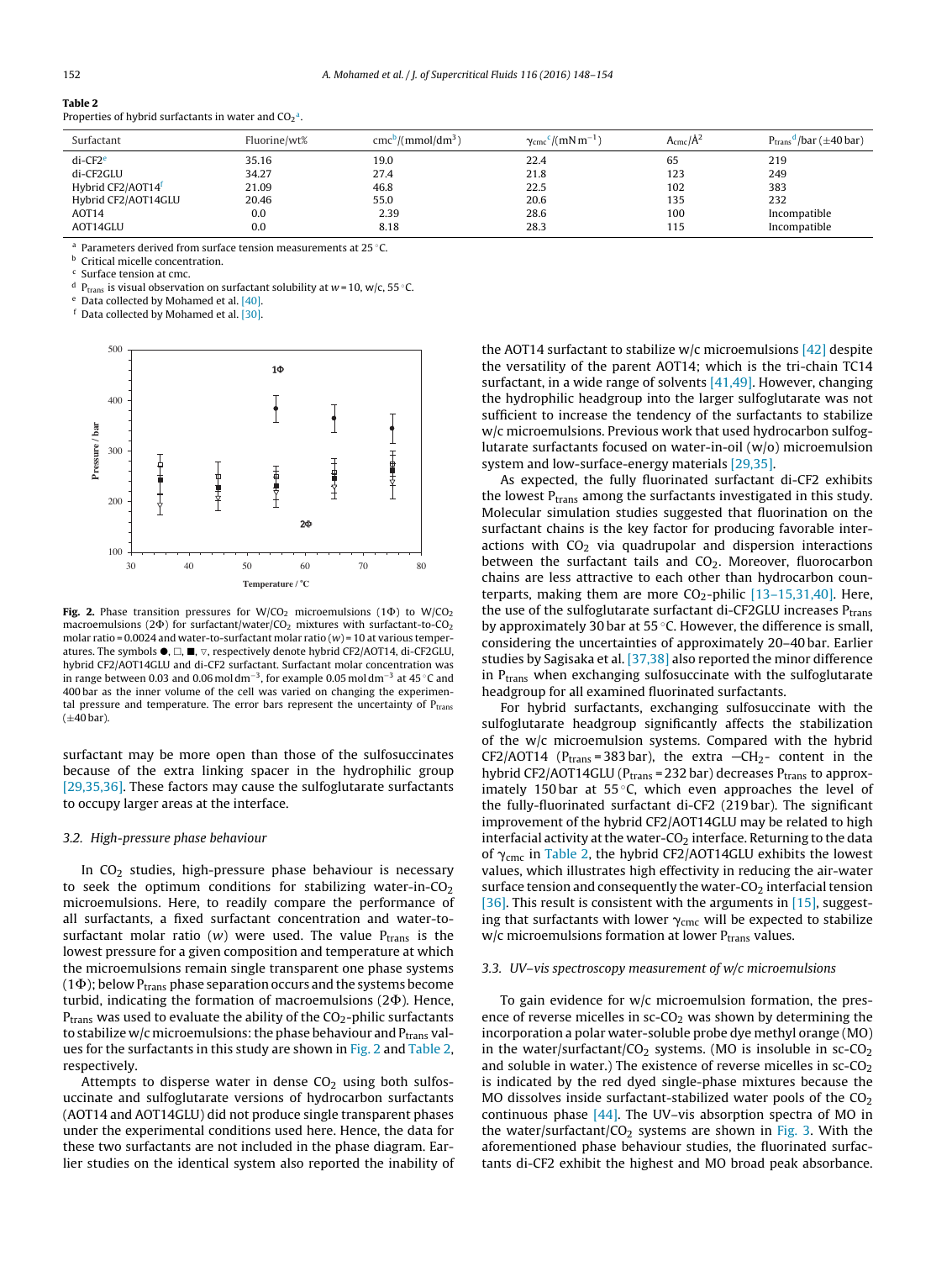**Table 2**
Properties of hybrid surfactants in water and $CO_2$[a].

| Surfactant | Fluorine/wt% | cmc[b]/(mmol/dm[3]) | $\gamma_{cmc}$[c]/(mN m$^{-1}$) | $A_{cmc}$/Å$^2$ | $P_{trans}$[d]/bar (±40 bar) |
|---|---|---|---|---|---|
| di-CF2[e] | 35.16 | 19.0 | 22.4 | 65 | 219 |
| di-CF2GLU | 34.27 | 27.4 | 21.8 | 123 | 249 |
| Hybrid CF2/AOT14[f] | 21.09 | 46.8 | 22.5 | 102 | 383 |
| Hybrid CF2/AOT14GLU | 20.46 | 55.0 | 20.6 | 135 | 232 |
| AOT14 | 0.0 | 2.39 | 28.6 | 100 | Incompatible |
| AOT14GLU | 0.0 | 8.18 | 28.3 | 115 | Incompatible |

[a] Parameters derived from surface tension measurements at 25 °C.
[b] Critical micelle concentration.
[c] Surface tension at cmc.
[d] $P_{trans}$ is visual observation on surfactant solubility at $w$ = 10, w/c, 55 °C.
[e] Data collected by Mohamed et al. [40].
[f] Data collected by Mohamed et al. [30].

**Fig. 2.** Phase transition pressures for W/$CO_2$ microemulsions (1Φ) to W/$CO_2$ macroemulsions (2Φ) for surfactant/water/$CO_2$ mixtures with surfactant-to-$CO_2$ molar ratio = 0.0024 and water-to-surfactant molar ratio ($w$) = 10 at various temperatures. The symbols ●, □, ■, ▽, respectively denote hybrid CF2/AOT14, di-CF2GLU, hybrid CF2/AOT14GLU and di-CF2 surfactant. Surfactant molar concentration was in range between 0.03 and 0.06 mol dm$^{-3}$, for example 0.05 mol dm$^{-3}$ at 45 °C and 400 bar as the inner volume of the cell was varied on changing the experimental pressure and temperature. The error bars represent the uncertainty of $P_{trans}$ (±40 bar).

surfactant may be more open than those of the sulfosuccinates because of the extra linking spacer in the hydrophilic group [29,35,36]. These factors may cause the sulfoglutarate surfactants to occupy larger areas at the interface.

### 3.2. High-pressure phase behaviour

In $CO_2$ studies, high-pressure phase behaviour is necessary to seek the optimum conditions for stabilizing water-in-$CO_2$ microemulsions. Here, to readily compare the performance of all surfactants, a fixed surfactant concentration and water-to-surfactant molar ratio ($w$) were used. The value $P_{trans}$ is the lowest pressure for a given composition and temperature at which the microemulsions remain single transparent one phase systems (1Φ); below $P_{trans}$ phase separation occurs and the systems become turbid, indicating the formation of macroemulsions (2Φ). Hence, $P_{trans}$ was used to evaluate the ability of the $CO_2$-philic surfactants to stabilize w/c microemulsions: the phase behaviour and $P_{trans}$ values for the surfactants in this study are shown in Fig. 2 and Table 2, respectively.

Attempts to disperse water in dense $CO_2$ using both sulfosuccinate and sulfoglutarate versions of hydrocarbon surfactants (AOT14 and AOT14GLU) did not produce single transparent phases under the experimental conditions used here. Hence, the data for these two surfactants are not included in the phase diagram. Earlier studies on the identical system also reported the inability of the AOT14 surfactant to stabilize w/c microemulsions [42] despite the versatility of the parent AOT14; which is the tri-chain TC14 surfactant, in a wide range of solvents [41,49]. However, changing the hydrophilic headgroup into the larger sulfoglutarate was not sufficient to increase the tendency of the surfactants to stabilize w/c microemulsions. Previous work that used hydrocarbon sulfoglutarate surfactants focused on water-in-oil (w/o) microemulsion system and low-surface-energy materials [29,35].

As expected, the fully fluorinated surfactant di-CF2 exhibits the lowest $P_{trans}$ among the surfactants investigated in this study. Molecular simulation studies suggested that fluorination on the surfactant chains is the key factor for producing favorable interactions with $CO_2$ via quadrupolar and dispersion interactions between the surfactant tails and $CO_2$. Moreover, fluorocarbon chains are less attractive to each other than hydrocarbon counterparts, making them are more $CO_2$-philic [13–15,31,40]. Here, the use of the sulfoglutarate surfactant di-CF2GLU increases $P_{trans}$ by approximately 30 bar at 55 °C. However, the difference is small, considering the uncertainties of approximately 20–40 bar. Earlier studies by Sagisaka et al. [37,38] also reported the minor difference in $P_{trans}$ when exchanging sulfosuccinate with the sulfoglutarate headgroup for all examined fluorinated surfactants.

For hybrid surfactants, exchanging sulfosuccinate with the sulfoglutarate headgroup significantly affects the stabilization of the w/c microemulsion systems. Compared with the hybrid CF2/AOT14 ($P_{trans}$ = 383 bar), the extra —$CH_2$- content in the hybrid CF2/AOT14GLU ($P_{trans}$ = 232 bar) decreases $P_{trans}$ to approximately 150 bar at 55 °C, which even approaches the level of the fully-fluorinated surfactant di-CF2 (219 bar). The significant improvement of the hybrid CF2/AOT14GLU may be related to high interfacial activity at the water-$CO_2$ interface. Returning to the data of $\gamma_{cmc}$ in Table 2, the hybrid CF2/AOT14GLU exhibits the lowest values, which illustrates high effectivity in reducing the air-water surface tension and consequently the water-$CO_2$ interfacial tension [36]. This result is consistent with the arguments in [15], suggesting that surfactants with lower $\gamma_{cmc}$ will be expected to stabilize w/c microemulsions formation at lower $P_{trans}$ values.

### 3.3. UV–vis spectroscopy measurement of w/c microemulsions

To gain evidence for w/c microemulsion formation, the presence of reverse micelles in sc-$CO_2$ was shown by determining the incorporation a polar water-soluble probe dye methyl orange (MO) in the water/surfactant/$CO_2$ systems. (MO is insoluble in sc-$CO_2$ and soluble in water.) The existence of reverse micelles in sc-$CO_2$ is indicated by the red dyed single-phase mixtures because the MO dissolves inside surfactant-stabilized water pools of the $CO_2$ continuous phase [44]. The UV–vis absorption spectra of MO in the water/surfactant/$CO_2$ systems are shown in Fig. 3. With the aforementioned phase behaviour studies, the fluorinated surfactants di-CF2 exhibit the highest and MO broad peak absorbance.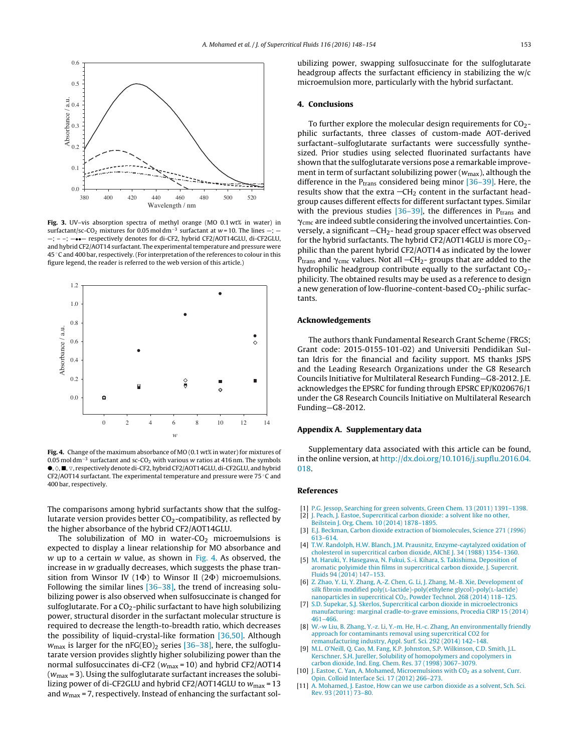Fig. 3. UV–vis absorption spectra of methyl orange (MO 0.1 wt% in water) in surfactant/sc-$CO_2$ mixtures for 0.05 mol dm$^{-3}$ surfactant at $w$ = 10. The lines —; — —; – –; —••— respectively denotes for di-CF2, hybrid CF2/AOT14GLU, di-CF2GLU, and hybrid CF2/AOT14 surfactant. The experimental temperature and pressure were 45 °C and 400 bar, respectively. (For interpretation of the references to colour in this figure legend, the reader is referred to the web version of this article.)

Fig. 4. Change of the maximum absorbance of MO (0.1 wt% in water) for mixtures of 0.05 mol dm$^{-3}$ surfactant and sc-$CO_2$ with various $w$ ratios at 416 nm. The symbols ●, ◇, ■, ▽, respectively denote di-CF2, hybrid CF2/AOT14GLU, di-CF2GLU, and hybrid CF2/AOT14 surfactant. The experimental temperature and pressure were 75 °C and 400 bar, respectively.

The comparisons among hybrid surfactants show that the sulfoglutarate version provides better $CO_2$-compatibility, as reflected by the higher absorbance of the hybrid CF2/AOT14GLU.

The solubilization of MO in water-$CO_2$ microemulsions is expected to display a linear relationship for MO absorbance and $w$ up to a certain $w$ value, as shown in Fig. 4. As observed, the increase in $w$ gradually decreases, which suggests the phase transition from Winsor IV (1Φ) to Winsor II (2Φ) microemulsions. Following the similar lines [36–38], the trend of increasing solubilizing power is also observed when sulfosuccinate is changed for sulfoglutarate. For a $CO_2$-philic surfactant to have high solubilizing power, structural disorder in the surfactant molecular structure is required to decrease the length-to-breadth ratio, which decreases the possibility of liquid-crystal-like formation [36,50]. Although $w_{max}$ is larger for the nFG(EO)$_2$ series [36–38], here, the sulfoglutarate version provides slightly higher solubilizing power than the normal sulfosuccinates di-CF2 ($w_{max}$ = 10) and hybrid CF2/AOT14 ($w_{max}$ = 3). Using the sulfoglutarate surfactant increases the solubilizing power of di-CF2GLU and hybrid CF2/AOT14GLU to $w_{max}$ = 13 and $w_{max}$ = 7, respectively. Instead of enhancing the surfactant solubilizing power, swapping sulfosuccinate for the sulfoglutarate headgroup affects the surfactant efficiency in stabilizing the w/c microemulsion more, particularly with the hybrid surfactant.

## 4. Conclusions

To further explore the molecular design requirements for $CO_2$-philic surfactants, three classes of custom-made AOT-derived surfactant–sulfoglutarate surfactants were successfully synthesized. Prior studies using selected fluorinated surfactants have shown that the sulfoglutarate versions pose a remarkable improvement in term of surfactant solubilizing power ($w_{max}$), although the difference in the $P_{trans}$ considered being minor [36–39]. Here, the results show that the extra $-CH_2$ content in the surfactant headgroup causes different effects for different surfactant types. Similar with the previous studies [36–39], the differences in $P_{trans}$ and $\gamma_{cmc}$ are indeed subtle considering the involved uncertainties. Conversely, a significant $-CH_2$- head group spacer effect was observed for the hybrid surfactants. The hybrid CF2/AOT14GLU is more $CO_2$-philic than the parent hybrid CF2/AOT14 as indicated by the lower $P_{trans}$ and $\gamma_{cmc}$ values. Not all $-CH_2$- groups that are added to the hydrophilic headgroup contribute equally to the surfactant $CO_2$-philicity. The obtained results may be used as a reference to design a new generation of low-fluorine-content-based $CO_2$-philic surfactants.

## Acknowledgements

The authors thank Fundamental Research Grant Scheme (FRGS; Grant code: 2015-0155-101-02) and Universiti Pendidikan Sultan Idris for the financial and facility support. MS thanks JSPS and the Leading Research Organizations under the G8 Research Councils Initiative for Multilateral Research Funding—G8-2012. J.E. acknowledges the EPSRC for funding through EPSRC EP/K020676/1 under the G8 Research Councils Initiative on Multilateral Research Funding—G8-2012.

## Appendix A. Supplementary data

Supplementary data associated with this article can be found, in the online version, at http://dx.doi.org/10.1016/j.supflu.2016.04.018.

## References

[1] P.G. Jessop, Searching for green solvents, Green Chem. 13 (2011) 1391–1398.

[2] J. Peach, J. Eastoe, Supercritical carbon dioxide: a solvent like no other, Beilstein J. Org. Chem. 10 (2014) 1878–1895.

[3] E.J. Beckman, Carbon dioxide extraction of biomolecules, Science 271 (1996) 613–614.

[4] T.W. Randolph, H.W. Blanch, J.M. Prausnitz, Enzyme-caytalyzed oxidation of cholesterol in supercritical carbon dioxide, AIChE J. 34 (1988) 1354–1360.

[5] M. Haruki, Y. Hasegawa, N. Fukui, S.-i. Kihara, S. Takishima, Deposition of aromatic polyimide thin films in supercritical carbon dioxide, J. Supercrit. Fluids 94 (2014) 147–153.

[6] Z. Zhao, Y. Li, Y. Zhang, A.-Z. Chen, G. Li, J. Zhang, M.-B. Xie, Development of silk fibroin modified poly(L-lactide)-poly(ethylene glycol)-poly(L-lactide) nanoparticles in supercritical $CO_2$, Powder Technol. 268 (2014) 118–125.

[7] S.D. Supekar, S.J. Skerlos, Supercritical carbon dioxide in microelectronics manufacturing: marginal cradle-to-grave emissions, Procedia CIRP 15 (2014) 461–466.

[8] W.-w Liu, B. Zhang, Y.-z. Li, Y.-m. He, H.-c. Zhang, An environmentally friendly approach for contaminants removal using supercritical CO2 for remanufacturing industry, Appl. Surf. Sci. 292 (2014) 142–148.

[9] M.L. O'Neill, Q. Cao, M. Fang, K.P. Johnston, S.P. Wilkinson, C.D. Smith, J.L. Kerschner, S.H. Jureller, Solubility of homopolymers and copolymers in carbon dioxide, Ind. Eng. Chem. Res. 37 (1998) 3067–3079.

[10] J. Eastoe, C. Yan, A. Mohamed, Microemulsions with $CO_2$ as a solvent, Curr. Opin. Colloid Interface Sci. 17 (2012) 266–273.

[11] A. Mohamed, J. Eastoe, How can we use carbon dioxide as a solvent, Sch. Sci. Rev. 93 (2011) 73–80.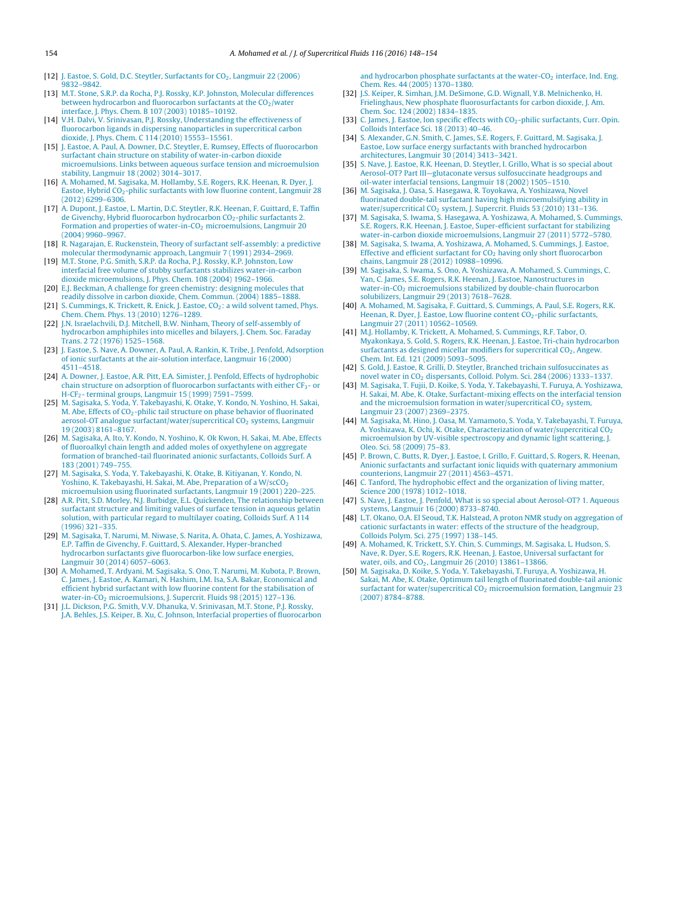[12] J. Eastoe, S. Gold, D.C. Steytler, Surfactants for $CO_2$, Langmuir 22 (2006) 9832–9842.

[13] M.T. Stone, S.R.P. da Rocha, P.J. Rossky, K.P. Johnston, Molecular differences between hydrocarbon and fluorocarbon surfactants at the $CO_2$/water interface, J. Phys. Chem. B 107 (2003) 10185–10192.

[14] V.H. Dalvi, V. Srinivasan, P.J. Rossky, Understanding the effectiveness of fluorocarbon ligands in dispersing nanoparticles in supercritical carbon dioxide, J. Phys. Chem. C 114 (2010) 15553–15561.

[15] J. Eastoe, A. Paul, A. Downer, D.C. Steytler, E. Rumsey, Effects of fluorocarbon surfactant chain structure on stability of water-in-carbon dioxide microemulsions. Links between aqueous surface tension and microemulsion stability, Langmuir 18 (2002) 3014–3017.

[16] A. Mohamed, M. Sagisaka, M. Hollamby, S.E. Rogers, R.K. Heenan, R. Dyer, J. Eastoe, Hybrid $CO_2$-philic surfactants with low fluorine content, Langmuir 28 (2012) 6299–6306.

[17] A. Dupont, J. Eastoe, L. Martin, D.C. Steytler, R.K. Heenan, F. Guittard, E. Taffin de Givenchy, Hybrid fluorocarbon hydrocarbon $CO_2$-philic surfactants 2. Formation and properties of water-in-$CO_2$ microemulsions, Langmuir 20 (2004) 9960–9967.

[18] R. Nagarajan, E. Ruckenstein, Theory of surfactant self-assembly: a predictive molecular thermodynamic approach, Langmuir 7 (1991) 2934–2969.

[19] M.T. Stone, P.G. Smith, S.R.P. da Rocha, P.J. Rossky, K.P. Johnston, Low interfacial free volume of stubby surfactants stabilizes water-in-carbon dioxide microemulsions, J. Phys. Chem. 108 (2004) 1962–1966.

[20] E.J. Beckman, A challenge for green chemistry: designing molecules that readily dissolve in carbon dioxide, Chem. Commun. (2004) 1885–1888.

[21] S. Cummings, K. Trickett, R. Enick, J. Eastoe, $CO_2$: a wild solvent tamed, Phys. Chem. Chem. Phys. 13 (2010) 1276–1289.

[22] J.N. Israelachvili, D.J. Mitchell, B.W. Ninham, Theory of self-assembly of hydrocarbon amphiphiles into micelles and bilayers, J. Chem. Soc. Faraday Trans. 2 72 (1976) 1525–1568.

[23] J. Eastoe, S. Nave, A. Downer, A. Paul, A. Rankin, K. Tribe, J. Penfold, Adsorption of ionic surfactants at the air-solution interface, Langmuir 16 (2000) 4511–4518.

[24] A. Downer, J. Eastoe, A.R. Pitt, E.A. Simister, J. Penfold, Effects of hydrophobic chain structure on adsorption of fluorocarbon surfactants with either $CF_3$- or H-$CF_2$- terminal groups, Langmuir 15 (1999) 7591–7599.

[25] M. Sagisaka, S. Yoda, Y. Takebayashi, K. Otake, Y. Kondo, N. Yoshino, H. Sakai, M. Abe, Effects of $CO_2$-philic tail structure on phase behavior of fluorinated aerosol-OT analogue surfactant/water/supercritical $CO_2$ systems, Langmuir 19 (2003) 8161–8167.

[26] M. Sagisaka, A. Ito, Y. Kondo, N. Yoshino, K. Ok Kwon, H. Sakai, M. Abe, Effects of fluoroalkyl chain length and added moles of oxyethylene on aggregate formation of branched-tail fluorinated anionic surfactants, Colloids Surf. A 183 (2001) 749–755.

[27] M. Sagisaka, S. Yoda, Y. Takebayashi, K. Otake, B. Kitiyanan, Y. Kondo, N. Yoshino, K. Takebayashi, H. Sakai, M. Abe, Preparation of a W/sc$CO_2$ microemulsion using fluorinated surfactants, Langmuir 19 (2001) 220–225.

[28] A.R. Pitt, S.D. Morley, N.J. Burbidge, E.L. Quickenden, The relationship between surfactant structure and limiting values of surface tension in aqueous gelatin solution, with particular regard to multilayer coating, Colloids Surf. A 114 (1996) 321–335.

[29] M. Sagisaka, T. Narumi, M. Niwase, S. Narita, A. Ohata, C. James, A. Yoshizawa, E.P. Taffin de Givenchy, F. Guittard, S. Alexander, Hyper-branched hydrocarbon surfactants give fluorocarbon-like low surface energies, Langmuir 30 (2014) 6057–6063.

[30] A. Mohamed, T. Ardyani, M. Sagisaka, S. Ono, T. Narumi, M. Kubota, P. Brown, C. James, J. Eastoe, A. Kamari, N. Hashim, I.M. Isa, S.A. Bakar, Economical and efficient hybrid surfactant with low fluorine content for the stabilisation of water-in-$CO_2$ microemulsions, J. Supercrit. Fluids 98 (2015) 127–136.

[31] J.L. Dickson, P.G. Smith, V.V. Dhanuka, V. Srinivasan, M.T. Stone, P.J. Rossky, J.A. Behles, J.S. Keiper, B. Xu, C. Johnson, Interfacial properties of fluorocarbon and hydrocarbon phosphate surfactants at the water-$CO_2$ interface, Ind. Eng. Chem. Res. 44 (2005) 1370–1380.

[32] J.S. Keiper, R. Simhan, J.M. DeSimone, G.D. Wignall, Y.B. Melnichenko, H. Frielinghaus, New phosphate fluorosurfactants for carbon dioxide, J. Am. Chem. Soc. 124 (2002) 1834–1835.

[33] C. James, J. Eastoe, Ion specific effects with $CO_2$-philic surfactants, Curr. Opin. Colloids Interface Sci. 18 (2013) 40–46.

[34] S. Alexander, G.N. Smith, C. James, S.E. Rogers, F. Guittard, M. Sagisaka, J. Eastoe, Low surface energy surfactants with branched hydrocarbon architectures, Langmuir 30 (2014) 3413–3421.

[35] S. Nave, J. Eastoe, R.K. Heenan, D. Steytler, I. Grillo, What is so special about Aerosol-OT? Part III—glutaconate versus sulfosuccinate headgroups and oil-water interfacial tensions, Langmuir 18 (2002) 1505–1510.

[36] M. Sagisaka, J. Oasa, S. Hasegawa, R. Toyokawa, A. Yoshizawa, Novel fluorinated double-tail surfactant having high microemulsifying ability in water/supercritical $CO_2$ system, J. Supercrit. Fluids 53 (2010) 131–136.

[37] M. Sagisaka, S. Iwama, S. Hasegawa, A. Yoshizawa, A. Mohamed, S. Cummings, S.E. Rogers, R.K. Heenan, J. Eastoe, Super-efficient surfactant for stabilizing water-in-carbon dioxide microemulsions, Langmuir 27 (2011) 5772–5780.

[38] M. Sagisaka, S. Iwama, A. Yoshizawa, A. Mohamed, S. Cummings, J. Eastoe, Effective and efficient surfactant for $CO_2$ having only short fluorocarbon chains, Langmuir 28 (2012) 10988–10996.

[39] M. Sagisaka, S. Iwama, S. Ono, A. Yoshizawa, A. Mohamed, S. Cummings, C. Yan, C. James, S.E. Rogers, R.K. Heenan, J. Eastoe, Nanostructures in water-in-$CO_2$ microemulsions stabilized by double-chain fluorocarbon solubilizers, Langmuir 29 (2013) 7618–7628.

[40] A. Mohamed, M. Sagisaka, F. Guittard, S. Cummings, A. Paul, S.E. Rogers, R.K. Heenan, R. Dyer, J. Eastoe, Low fluorine content $CO_2$-philic surfactants, Langmuir 27 (2011) 10562–10569.

[41] M.J. Hollamby, K. Trickett, A. Mohamed, S. Cummings, R.F. Tabor, O. Myakonkaya, S. Gold, S. Rogers, R.K. Heenan, J. Eastoe, Tri-chain hydrocarbon surfactants as designed micellar modifiers for supercritical $CO_2$, Angew. Chem. Int. Ed. 121 (2009) 5093–5095.

[42] S. Gold, J. Eastoe, R. Grilli, D. Steytler, Branched trichain sulfosuccinates as novel water in $CO_2$ dispersants, Colloid. Polym. Sci. 284 (2006) 1333–1337.

[43] M. Sagisaka, T. Fujii, D. Koike, S. Yoda, Y. Takebayashi, T. Furuya, A. Yoshizawa, H. Sakai, M. Abe, K. Otake, Surfactant-mixing effects on the interfacial tension and the microemulsion formation in water/supercritical $CO_2$ system, Langmuir 23 (2007) 2369–2375.

[44] M. Sagisaka, M. Hino, J. Oasa, M. Yamamoto, S. Yoda, Y. Takebayashi, T. Furuya, A. Yoshizawa, K. Ochi, K. Otake, Characterization of water/supercritical $CO_2$ microemulsion by UV-visible spectroscopy and dynamic light scattering, J. Oleo. Sci. 58 (2009) 75–83.

[45] P. Brown, C. Butts, R. Dyer, J. Eastoe, I. Grillo, F. Guittard, S. Rogers, R. Heenan, Anionic surfactants and surfactant ionic liquids with quaternary ammonium counterions, Langmuir 27 (2011) 4563–4571.

[46] C. Tanford, The hydrophobic effect and the organization of living matter, Science 200 (1978) 1012–1018.

[47] S. Nave, J. Eastoe, J. Penfold, What is so special about Aerosol-OT? 1. Aqueous systems, Langmuir 16 (2000) 8733–8740.

[48] L.T. Okano, O.A. El Seoud, T.K. Halstead, A proton NMR study on aggregation of cationic surfactants in water: effects of the structure of the headgroup, Colloids Polym. Sci. 275 (1997) 138–145.

[49] A. Mohamed, K. Trickett, S.Y. Chin, S. Cummings, M. Sagisaka, L. Hudson, S. Nave, R. Dyer, S.E. Rogers, R.K. Heenan, J. Eastoe, Universal surfactant for water, oils, and $CO_2$, Langmuir 26 (2010) 13861–13866.

[50] M. Sagisaka, D. Koike, S. Yoda, Y. Takebayashi, T. Furuya, A. Yoshizawa, H. Sakai, M. Abe, K. Otake, Optimum tail length of fluorinated double-tail anionic surfactant for water/supercritical $CO_2$ microemulsion formation, Langmuir 23 (2007) 8784–8788.